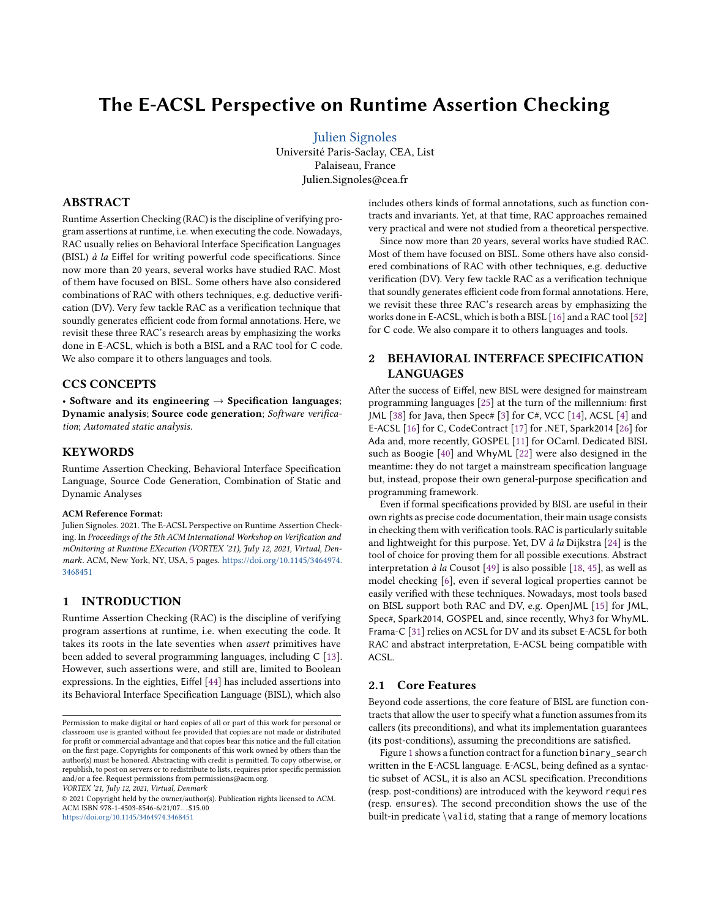# The E-ACSL Perspective on Runtime Assertion Checking

Julien Signoles
Université Paris-Saclay, CEA, List
Palaiseau, France
Julien.Signoles@cea.fr

## ABSTRACT

Runtime Assertion Checking (RAC) is the discipline of verifying program assertions at runtime, i.e. when executing the code. Nowadays, RAC usually relies on Behavioral Interface Specification Languages (BISL) *à la* Eiffel for writing powerful code specifications. Since now more than 20 years, several works have studied RAC. Most of them have focused on BISL. Some others have also considered combinations of RAC with others techniques, e.g. deductive verification (DV). Very few tackle RAC as a verification technique that soundly generates efficient code from formal annotations. Here, we revisit these three RAC's research areas by emphasizing the works done in E-ACSL, which is both a BISL and a RAC tool for C code. We also compare it to others languages and tools.

## CCS CONCEPTS

• **Software and its engineering** → **Specification languages**; **Dynamic analysis**; **Source code generation**; *Software verification*; *Automated static analysis*.

## KEYWORDS

Runtime Assertion Checking, Behavioral Interface Specification Language, Source Code Generation, Combination of Static and Dynamic Analyses

**ACM Reference Format:**
Julien Signoles. 2021. The E-ACSL Perspective on Runtime Assertion Checking. In *Proceedings of the 5th ACM International Workshop on Verification and mOnitoring at Runtime EXecution (VORTEX '21), July 12, 2021, Virtual, Denmark.* ACM, New York, NY, USA, 5 pages. https://doi.org/10.1145/3464974.3468451

## 1 INTRODUCTION

Runtime Assertion Checking (RAC) is the discipline of verifying program assertions at runtime, i.e. when executing the code. It takes its roots in the late seventies when *assert* primitives have been added to several programming languages, including C [13]. However, such assertions were, and still are, limited to Boolean expressions. In the eighties, Eiffel [44] has included assertions into its Behavioral Interface Specification Language (BISL), which also includes others kinds of formal annotations, such as function contracts and invariants. Yet, at that time, RAC approaches remained very practical and were not studied from a theoretical perspective.

Since now more than 20 years, several works have studied RAC. Most of them have focused on BISL. Some others have also considered combinations of RAC with other techniques, e.g. deductive verification (DV). Very few tackle RAC as a verification technique that soundly generates efficient code from formal annotations. Here, we revisit these three RAC's research areas by emphasizing the works done in E-ACSL, which is both a BISL [16] and a RAC tool [52] for C code. We also compare it to others languages and tools.

## 2 BEHAVIORAL INTERFACE SPECIFICATION LANGUAGES

After the success of Eiffel, new BISL were designed for mainstream programming languages [25] at the turn of the millennium: first JML [38] for Java, then Spec# [3] for C#, VCC [14], ACSL [4] and E-ACSL [16] for C, CodeContract [17] for .NET, Spark2014 [26] for Ada and, more recently, GOSPEL [11] for OCaml. Dedicated BISL such as Boogie [40] and WhyML [22] were also designed in the meantime: they do not target a mainstream specification language but, instead, propose their own general-purpose specification and programming framework.

Even if formal specifications provided by BISL are useful in their own rights as precise code documentation, their main usage consists in checking them with verification tools. RAC is particularly suitable and lightweight for this purpose. Yet, DV *à la* Dijkstra [24] is the tool of choice for proving them for all possible executions. Abstract interpretation *à la* Cousot [49] is also possible [18, 45], as well as model checking [6], even if several logical properties cannot be easily verified with these techniques. Nowadays, most tools based on BISL support both RAC and DV, e.g. OpenJML [15] for JML, Spec#, Spark2014, GOSPEL and, since recently, Why3 for WhyML. Frama-C [31] relies on ACSL for DV and its subset E-ACSL for both RAC and abstract interpretation, E-ACSL being compatible with ACSL.

### 2.1 Core Features

Beyond code assertions, the core feature of BISL are function contracts that allow the user to specify what a function assumes from its callers (its preconditions), and what its implementation guarantees (its post-conditions), assuming the preconditions are satisfied.

Figure 1 shows a function contract for a function `binary_search` written in the E-ACSL language. E-ACSL, being defined as a syntactic subset of ACSL, it is also an ACSL specification. Preconditions (resp. post-conditions) are introduced with the keyword `requires` (resp. `ensures`). The second precondition shows the use of the built-in predicate `\valid`, stating that a range of memory locations

---

Permission to make digital or hard copies of all or part of this work for personal or classroom use is granted without fee provided that copies are not made or distributed for profit or commercial advantage and that copies bear this notice and the full citation on the first page. Copyrights for components of this work owned by others than the author(s) must be honored. Abstracting with credit is permitted. To copy otherwise, or republish, to post on servers or to redistribute to lists, requires prior specific permission and/or a fee. Request permissions from permissions@acm.org.
*VORTEX '21, July 12, 2021, Virtual, Denmark*
© 2021 Copyright held by the owner/author(s). Publication rights licensed to ACM.
ACM ISBN 978-1-4503-8546-6/21/07…$15.00
https://doi.org/10.1145/3464974.3468451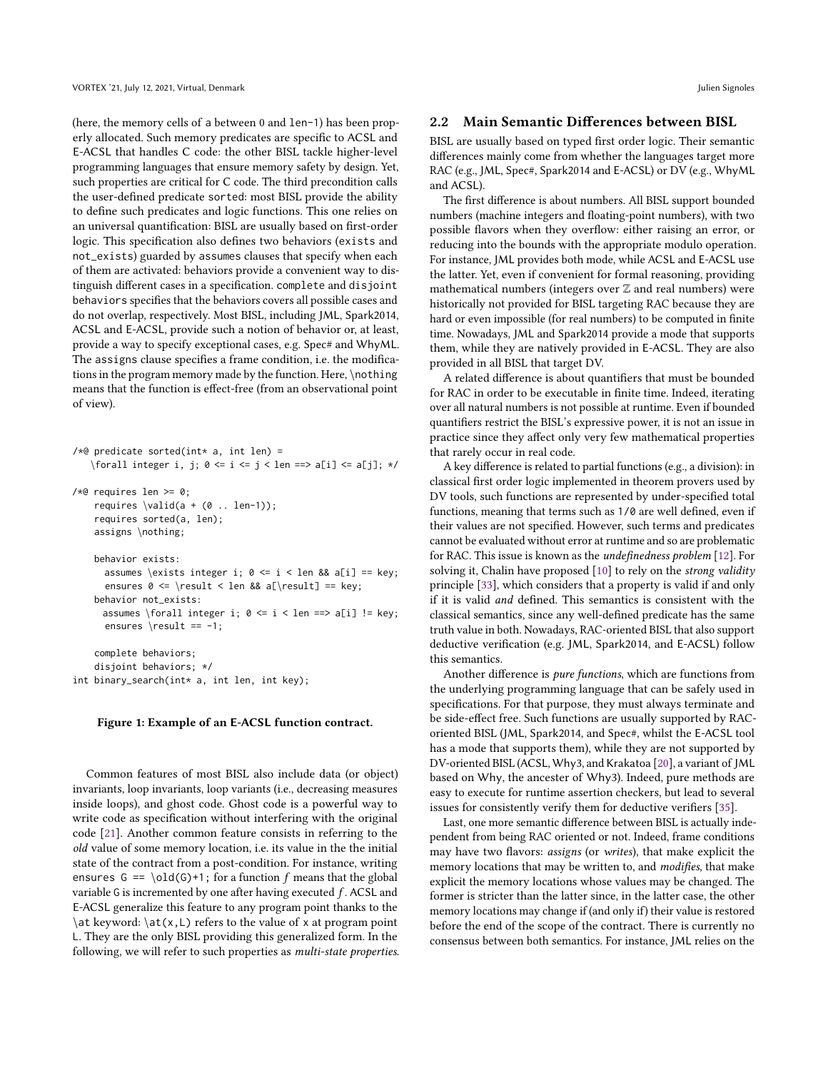(here, the memory cells of a between 0 and len-1) has been properly allocated. Such memory predicates are specific to ACSL and E-ACSL that handles C code: the other BISL tackle higher-level programming languages that ensure memory safety by design. Yet, such properties are critical for C code. The third precondition calls the user-defined predicate sorted: most BISL provide the ability to define such predicates and logic functions. This one relies on an universal quantification: BISL are usually based on first-order logic. This specification also defines two behaviors (exists and not_exists) guarded by assumes clauses that specify when each of them are activated: behaviors provide a convenient way to distinguish different cases in a specification. complete and disjoint behaviors specifies that the behaviors covers all possible cases and do not overlap, respectively. Most BISL, including JML, Spark2014, ACSL and E-ACSL, provide such a notion of behavior or, at least, provide a way to specify exceptional cases, e.g. Spec# and WhyML. The assigns clause specifies a frame condition, i.e. the modifications in the program memory made by the function. Here, \nothing means that the function is effect-free (from an observational point of view).

```
/*@ predicate sorted(int* a, int len) =
    \forall integer i, j; 0 <= i <= j < len ==> a[i] <= a[j]; */

/*@ requires len >= 0;
    requires \valid(a + (0 .. len-1));
    requires sorted(a, len);
    assigns \nothing;

    behavior exists:
      assumes \exists integer i; 0 <= i < len && a[i] == key;
      ensures 0 <= \result < len && a[\result] == key;
    behavior not_exists:
      assumes \forall integer i; 0 <= i < len ==> a[i] != key;
      ensures \result == -1;

    complete behaviors;
    disjoint behaviors; */
int binary_search(int* a, int len, int key);
```

**Figure 1: Example of an E-ACSL function contract.**

Common features of most BISL also include data (or object) invariants, loop invariants, loop variants (i.e., decreasing measures inside loops), and ghost code. Ghost code is a powerful way to write code as specification without interfering with the original code [21]. Another common feature consists in referring to the *old* value of some memory location, i.e. its value in the the initial state of the contract from a post-condition. For instance, writing ensures G == \old(G)+1; for a function $f$ means that the global variable G is incremented by one after having executed $f$. ACSL and E-ACSL generalize this feature to any program point thanks to the \at keyword: \at(x,L) refers to the value of x at program point L. They are the only BISL providing this generalized form. In the following, we will refer to such properties as *multi-state properties*.

## 2.2 Main Semantic Differences between BISL

BISL are usually based on typed first order logic. Their semantic differences mainly come from whether the languages target more RAC (e.g., JML, Spec#, Spark2014 and E-ACSL) or DV (e.g., WhyML and ACSL).

The first difference is about numbers. All BISL support bounded numbers (machine integers and floating-point numbers), with two possible flavors when they overflow: either raising an error, or reducing into the bounds with the appropriate modulo operation. For instance, JML provides both mode, while ACSL and E-ACSL use the latter. Yet, even if convenient for formal reasoning, providing mathematical numbers (integers over $\mathbb{Z}$ and real numbers) were historically not provided for BISL targeting RAC because they are hard or even impossible (for real numbers) to be computed in finite time. Nowadays, JML and Spark2014 provide a mode that supports them, while they are natively provided in E-ACSL. They are also provided in all BISL that target DV.

A related difference is about quantifiers that must be bounded for RAC in order to be executable in finite time. Indeed, iterating over all natural numbers is not possible at runtime. Even if bounded quantifiers restrict the BISL's expressive power, it is not an issue in practice since they affect only very few mathematical properties that rarely occur in real code.

A key difference is related to partial functions (e.g., a division): in classical first order logic implemented in theorem provers used by DV tools, such functions are represented by under-specified total functions, meaning that terms such as 1/0 are well defined, even if their values are not specified. However, such terms and predicates cannot be evaluated without error at runtime and so are problematic for RAC. This issue is known as the *undefinedness problem* [12]. For solving it, Chalin have proposed [10] to rely on the *strong validity* principle [33], which considers that a property is valid if and only if it is valid *and* defined. This semantics is consistent with the classical semantics, since any well-defined predicate has the same truth value in both. Nowadays, RAC-oriented BISL that also support deductive verification (e.g. JML, Spark2014, and E-ACSL) follow this semantics.

Another difference is *pure functions*, which are functions from the underlying programming language that can be safely used in specifications. For that purpose, they must always terminate and be side-effect free. Such functions are usually supported by RAC-oriented BISL (JML, Spark2014, and Spec#, whilst the E-ACSL tool has a mode that supports them), while they are not supported by DV-oriented BISL (ACSL, Why3, and Krakatoa [20], a variant of JML based on Why, the ancester of Why3). Indeed, pure methods are easy to execute for runtime assertion checkers, but lead to several issues for consistently verify them for deductive verifiers [35].

Last, one more semantic difference between BISL is actually independent from being RAC oriented or not. Indeed, frame conditions may have two flavors: *assigns* (or *writes*), that make explicit the memory locations that may be written to, and *modifies*, that make explicit the memory locations whose values may be changed. The former is stricter than the latter since, in the latter case, the other memory locations may change if (and only if) their value is restored before the end of the scope of the contract. There is currently no consensus between both semantics. For instance, JML relies on the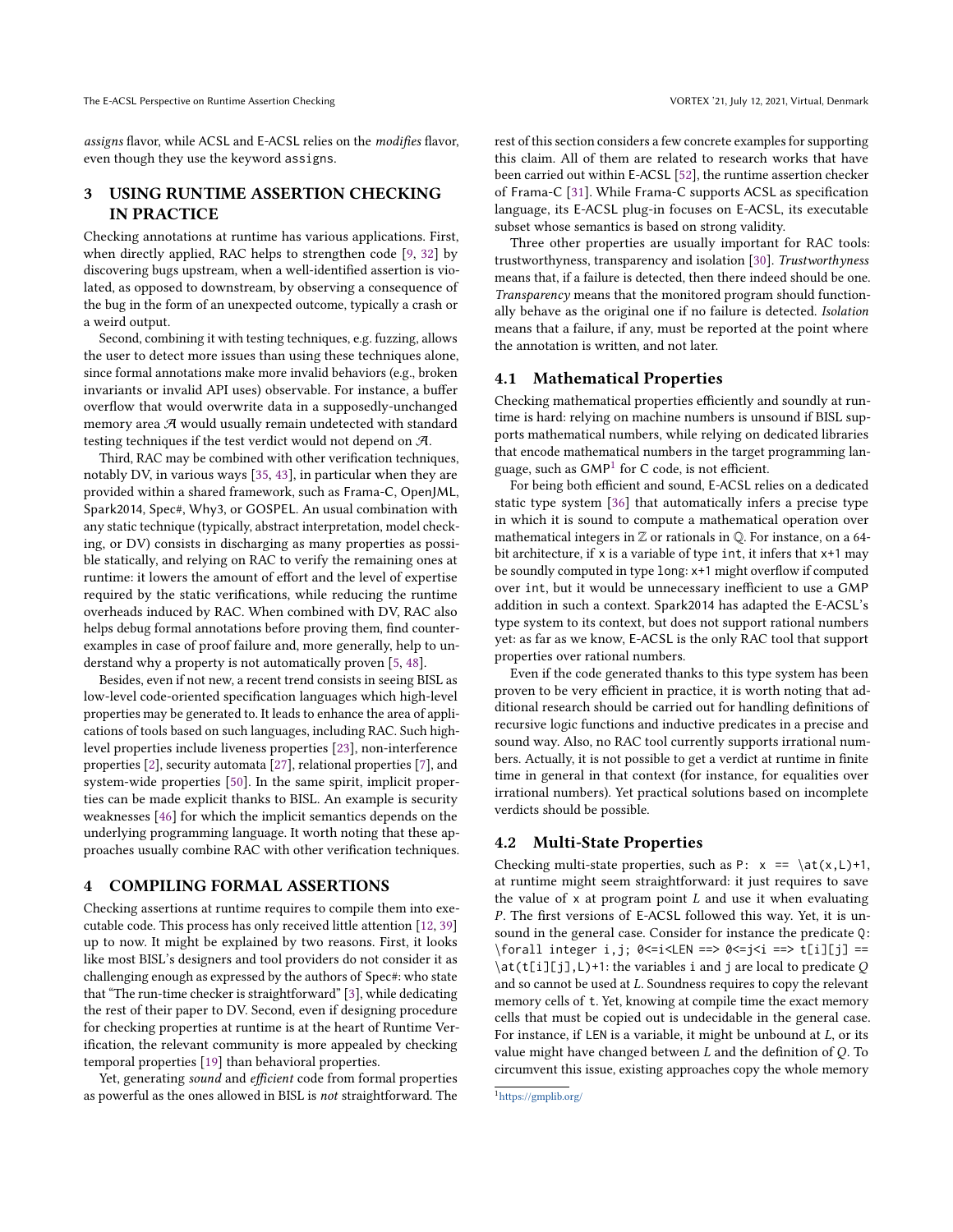*assigns* flavor, while ACSL and E-ACSL relies on the *modifies* flavor, even though they use the keyword `assigns`.

## 3 USING RUNTIME ASSERTION CHECKING IN PRACTICE

Checking annotations at runtime has various applications. First, when directly applied, RAC helps to strengthen code [9, 32] by discovering bugs upstream, when a well-identified assertion is violated, as opposed to downstream, by observing a consequence of the bug in the form of an unexpected outcome, typically a crash or a weird output.

Second, combining it with testing techniques, e.g. fuzzing, allows the user to detect more issues than using these techniques alone, since formal annotations make more invalid behaviors (e.g., broken invariants or invalid API uses) observable. For instance, a buffer overflow that would overwrite data in a supposedly-unchanged memory area $\mathcal{A}$ would usually remain undetected with standard testing techniques if the test verdict would not depend on $\mathcal{A}$.

Third, RAC may be combined with other verification techniques, notably DV, in various ways [35, 43], in particular when they are provided within a shared framework, such as Frama-C, OpenJML, Spark2014, Spec#, Why3, or GOSPEL. An usual combination with any static technique (typically, abstract interpretation, model checking, or DV) consists in discharging as many properties as possible statically, and relying on RAC to verify the remaining ones at runtime: it lowers the amount of effort and the level of expertise required by the static verifications, while reducing the runtime overheads induced by RAC. When combined with DV, RAC also helps debug formal annotations before proving them, find counterexamples in case of proof failure and, more generally, help to understand why a property is not automatically proven [5, 48].

Besides, even if not new, a recent trend consists in seeing BISL as low-level code-oriented specification languages which high-level properties may be generated to. It leads to enhance the area of applications of tools based on such languages, including RAC. Such high-level properties include liveness properties [23], non-interference properties [2], security automata [27], relational properties [7], and system-wide properties [50]. In the same spirit, implicit properties can be made explicit thanks to BISL. An example is security weaknesses [46] for which the implicit semantics depends on the underlying programming language. It worth noting that these approaches usually combine RAC with other verification techniques.

## 4 COMPILING FORMAL ASSERTIONS

Checking assertions at runtime requires to compile them into executable code. This process has only received little attention [12, 39] up to now. It might be explained by two reasons. First, it looks like most BISL's designers and tool providers do not consider it as challenging enough as expressed by the authors of Spec#: who state that "The run-time checker is straightforward" [3], while dedicating the rest of their paper to DV. Second, even if designing procedure for checking properties at runtime is at the heart of Runtime Verification, the relevant community is more appealed by checking temporal properties [19] than behavioral properties.

Yet, generating *sound* and *efficient* code from formal properties as powerful as the ones allowed in BISL is *not* straightforward. The rest of this section considers a few concrete examples for supporting this claim. All of them are related to research works that have been carried out within E-ACSL [52], the runtime assertion checker of Frama-C [31]. While Frama-C supports ACSL as specification language, its E-ACSL plug-in focuses on E-ACSL, its executable subset whose semantics is based on strong validity.

Three other properties are usually important for RAC tools: trustworthyness, transparency and isolation [30]. *Trustworthyness* means that, if a failure is detected, then there indeed should be one. *Transparency* means that the monitored program should functionally behave as the original one if no failure is detected. *Isolation* means that a failure, if any, must be reported at the point where the annotation is written, and not later.

### 4.1 Mathematical Properties

Checking mathematical properties efficiently and soundly at runtime is hard: relying on machine numbers is unsound if BISL supports mathematical numbers, while relying on dedicated libraries that encode mathematical numbers in the target programming language, such as GMP[1] for C code, is not efficient.

For being both efficient and sound, E-ACSL relies on a dedicated static type system [36] that automatically infers a precise type in which it is sound to compute a mathematical operation over mathematical integers in $\mathbb{Z}$ or rationals in $\mathbb{Q}$. For instance, on a 64-bit architecture, if `x` is a variable of type `int`, it infers that `x+1` may be soundly computed in type `long`: `x+1` might overflow if computed over `int`, but it would be unnecessary inefficient to use a GMP addition in such a context. Spark2014 has adapted the E-ACSL's type system to its context, but does not support rational numbers yet: as far as we know, E-ACSL is the only RAC tool that support properties over rational numbers.

Even if the code generated thanks to this type system has been proven to be very efficient in practice, it is worth noting that additional research should be carried out for handling definitions of recursive logic functions and inductive predicates in a precise and sound way. Also, no RAC tool currently supports irrational numbers. Actually, it is not possible to get a verdict at runtime in finite time in general in that context (for instance, for equalities over irrational numbers). Yet practical solutions based on incomplete verdicts should be possible.

### 4.2 Multi-State Properties

Checking multi-state properties, such as `P: x == \at(x,L)+1`, at runtime might seem straightforward: it just requires to save the value of `x` at program point $L$ and use it when evaluating $P$. The first versions of E-ACSL followed this way. Yet, it is unsound in the general case. Consider for instance the predicate `Q: \forall integer i,j; 0<=i<LEN ==> 0<=j<i ==> t[i][j] == \at(t[i][j],L)+1`: the variables `i` and `j` are local to predicate $Q$ and so cannot be used at $L$. Soundness requires to copy the relevant memory cells of `t`. Yet, knowing at compile time the exact memory cells that must be copied out is undecidable in the general case. For instance, if `LEN` is a variable, it might be unbound at $L$, or its value might have changed between $L$ and the definition of $Q$. To circumvent this issue, existing approaches copy the whole memory

[1] https://gmplib.org/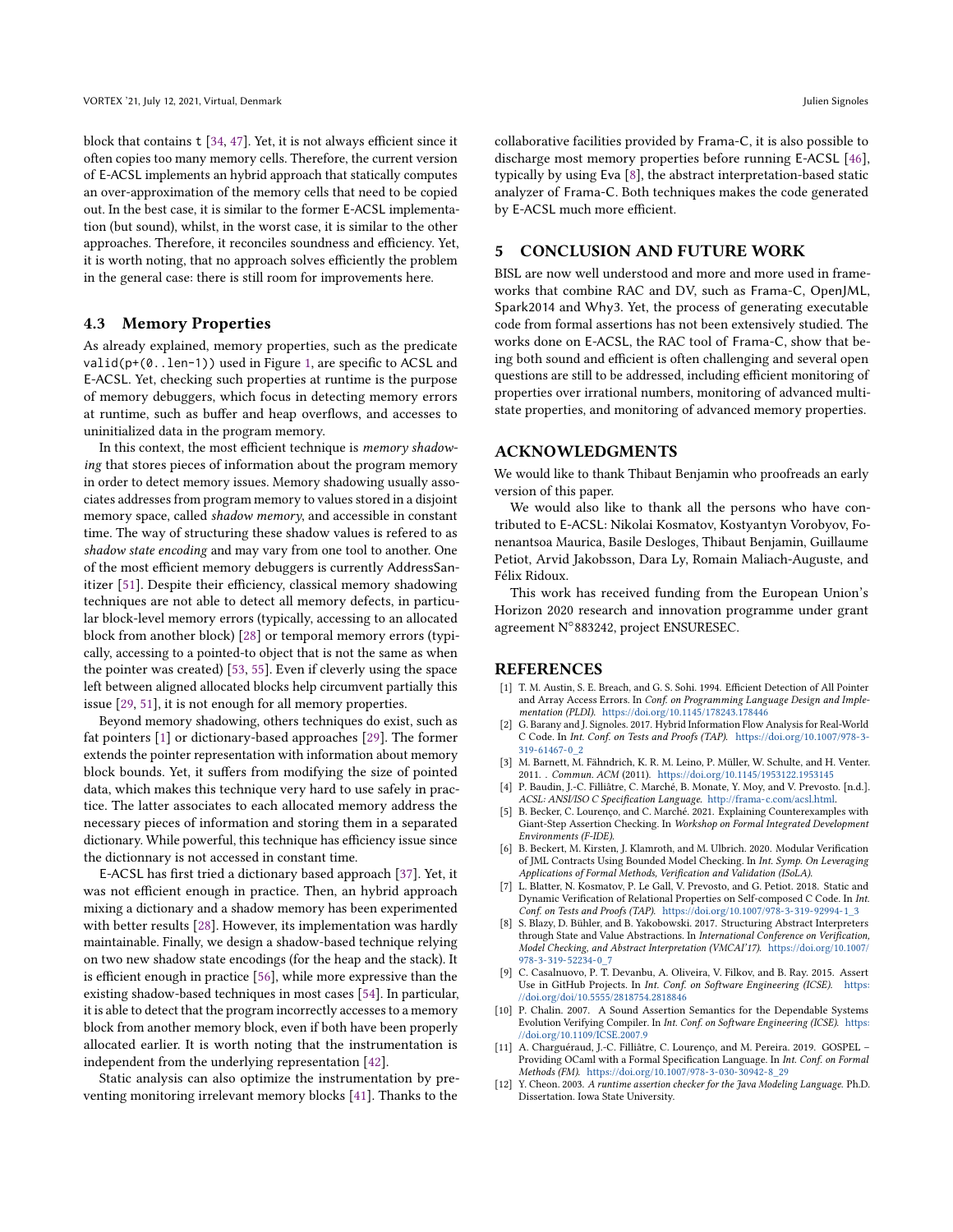block that contains t [34, 47]. Yet, it is not always efficient since it often copies too many memory cells. Therefore, the current version of E-ACSL implements an hybrid approach that statically computes an over-approximation of the memory cells that need to be copied out. In the best case, it is similar to the former E-ACSL implementation (but sound), whilst, in the worst case, it is similar to the other approaches. Therefore, it reconciles soundness and efficiency. Yet, it is worth noting, that no approach solves efficiently the problem in the general case: there is still room for improvements here.

### 4.3 Memory Properties

As already explained, memory properties, such as the predicate `valid(p+(0..len-1))` used in Figure 1, are specific to ACSL and E-ACSL. Yet, checking such properties at runtime is the purpose of memory debuggers, which focus in detecting memory errors at runtime, such as buffer and heap overflows, and accesses to uninitialized data in the program memory.

In this context, the most efficient technique is *memory shadowing* that stores pieces of information about the program memory in order to detect memory issues. Memory shadowing usually associates addresses from program memory to values stored in a disjoint memory space, called *shadow memory*, and accessible in constant time. The way of structuring these shadow values is refered to as *shadow state encoding* and may vary from one tool to another. One of the most efficient memory debuggers is currently AddressSanitizer [51]. Despite their efficiency, classical memory shadowing techniques are not able to detect all memory defects, in particular block-level memory errors (typically, accessing to an allocated block from another block) [28] or temporal memory errors (typically, accessing to a pointed-to object that is not the same as when the pointer was created) [53, 55]. Even if cleverly using the space left between aligned allocated blocks help circumvent partially this issue [29, 51], it is not enough for all memory properties.

Beyond memory shadowing, others techniques do exist, such as fat pointers [1] or dictionary-based approaches [29]. The former extends the pointer representation with information about memory block bounds. Yet, it suffers from modifying the size of pointed data, which makes this technique very hard to use safely in practice. The latter associates to each allocated memory address the necessary pieces of information and storing them in a separated dictionary. While powerful, this technique has efficiency issue since the dictionnary is not accessed in constant time.

E-ACSL has first tried a dictionary based approach [37]. Yet, it was not efficient enough in practice. Then, an hybrid approach mixing a dictionary and a shadow memory has been experimented with better results [28]. However, its implementation was hardly maintainable. Finally, we design a shadow-based technique relying on two new shadow state encodings (for the heap and the stack). It is efficient enough in practice [56], while more expressive than the existing shadow-based techniques in most cases [54]. In particular, it is able to detect that the program incorrectly accesses to a memory block from another memory block, even if both have been properly allocated earlier. It is worth noting that the instrumentation is independent from the underlying representation [42].

Static analysis can also optimize the instrumentation by preventing monitoring irrelevant memory blocks [41]. Thanks to the collaborative facilities provided by Frama-C, it is also possible to discharge most memory properties before running E-ACSL [46], typically by using Eva [8], the abstract interpretation-based static analyzer of Frama-C. Both techniques makes the code generated by E-ACSL much more efficient.

## 5 CONCLUSION AND FUTURE WORK

BISL are now well understood and more and more used in frameworks that combine RAC and DV, such as Frama-C, OpenJML, Spark2014 and Why3. Yet, the process of generating executable code from formal assertions has not been extensively studied. The works done on E-ACSL, the RAC tool of Frama-C, show that being both sound and efficient is often challenging and several open questions are still to be addressed, including efficient monitoring of properties over irrational numbers, monitoring of advanced multi-state properties, and monitoring of advanced memory properties.

## ACKNOWLEDGMENTS

We would like to thank Thibaut Benjamin who proofreads an early version of this paper.

We would also like to thank all the persons who have contributed to E-ACSL: Nikolai Kosmatov, Kostyantyn Vorobyov, Fonenantsoa Maurica, Basile Desloges, Thibaut Benjamin, Guillaume Petiot, Arvid Jakobsson, Dara Ly, Romain Maliach-Auguste, and Félix Ridoux.

This work has received funding from the European Union's Horizon 2020 research and innovation programme under grant agreement N°883242, project ENSURESEC.

## REFERENCES

[1] T. M. Austin, S. E. Breach, and G. S. Sohi. 1994. Efficient Detection of All Pointer and Array Access Errors. In *Conf. on Programming Language Design and Implementation (PLDI)*. https://doi.org/10.1145/178243.178446

[2] G. Barany and J. Signoles. 2017. Hybrid Information Flow Analysis for Real-World C Code. In *Int. Conf. on Tests and Proofs (TAP)*. https://doi.org/10.1007/978-3-319-61467-0_2

[3] M. Barnett, M. Fähndrich, K. R. M. Leino, P. Müller, W. Schulte, and H. Venter. 2011. . *Commun. ACM* (2011). https://doi.org/10.1145/1953122.1953145

[4] P. Baudin, J.-C. Filliâtre, C. Marché, B. Monate, Y. Moy, and V. Prevosto. [n.d.]. *ACSL: ANSI/ISO C Specification Language*. http://frama-c.com/acsl.html.

[5] B. Becker, C. Lourenço, and C. Marché. 2021. Explaining Counterexamples with Giant-Step Assertion Checking. In *Workshop on Formal Integrated Development Environments (F-IDE)*.

[6] B. Beckert, M. Kirsten, J. Klamroth, and M. Ulbrich. 2020. Modular Verification of JML Contracts Using Bounded Model Checking. In *Int. Symp. On Leveraging Applications of Formal Methods, Verification and Validation (ISoLA)*.

[7] L. Blatter, N. Kosmatov, P. Le Gall, V. Prevosto, and G. Petiot. 2018. Static and Dynamic Verification of Relational Properties on Self-composed C Code. In *Int. Conf. on Tests and Proofs (TAP)*. https://doi.org/10.1007/978-3-319-92994-1_3

[8] S. Blazy, D. Bühler, and B. Yakobowski. 2017. Structuring Abstract Interpreters through State and Value Abstractions. In *International Conference on Verification, Model Checking, and Abstract Interpretation (VMCAI'17)*. https://doi.org/10.1007/978-3-319-52234-0_7

[9] C. Casalnuovo, P. T. Devanbu, A. Oliveira, V. Filkov, and B. Ray. 2015. Assert Use in GitHub Projects. In *Int. Conf. on Software Engineering (ICSE)*. https://doi.org/doi/10.5555/2818754.2818846

[10] P. Chalin. 2007. A Sound Assertion Semantics for the Dependable Systems Evolution Verifying Compiler. In *Int. Conf. on Software Engineering (ICSE)*. https://doi.org/10.1109/ICSE.2007.9

[11] A. Charguéraud, J.-C. Filliâtre, C. Lourenço, and M. Pereira. 2019. GOSPEL – Providing OCaml with a Formal Specification Language. In *Int. Conf. on Formal Methods (FM)*. https://doi.org/10.1007/978-3-030-30942-8_29

[12] Y. Cheon. 2003. *A runtime assertion checker for the Java Modeling Language*. Ph.D. Dissertation. Iowa State University.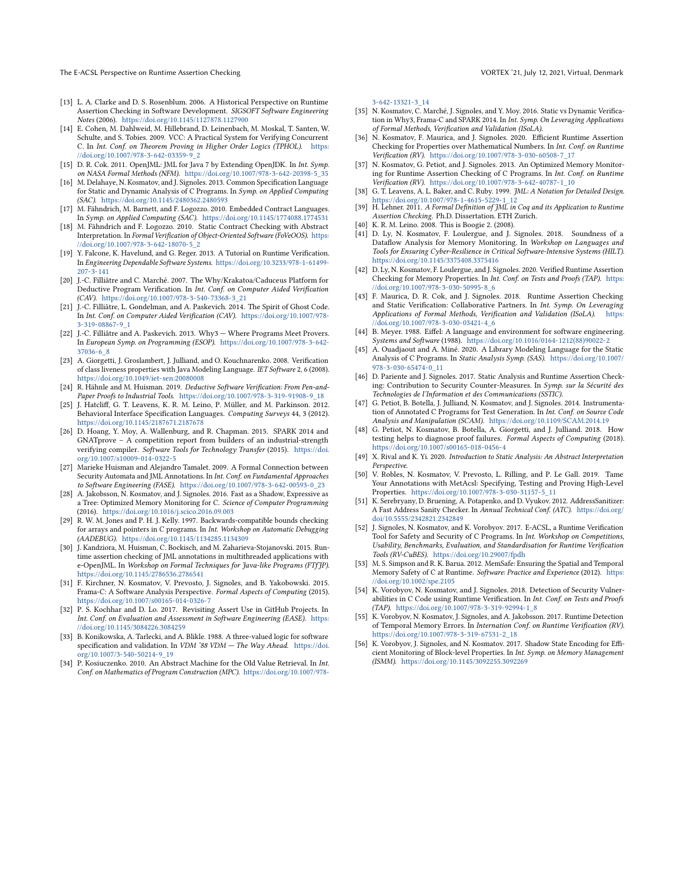- [13] L. A. Clarke and D. S. Rosenblum. 2006. A Historical Perspective on Runtime Assertion Checking in Software Development. *SIGSOFT Software Engineering Notes* (2006). https://doi.org/10.1145/1127878.1127900
- [14] E. Cohen, M. Dahlweid, M. Hillebrand, D. Leinenbach, M. Moskal, T. Santen, W. Schulte, and S. Tobies. 2009. VCC: A Practical System for Verifying Concurrent C. In *Int. Conf. on Theorem Proving in Higher Order Logics (TPHOL)*. https://doi.org/10.1007/978-3-642-03359-9_2
- [15] D. R. Cok. 2011. OpenJML: JML for Java 7 by Extending OpenJDK. In *Int. Symp. on NASA Formal Methods (NFM)*. https://doi.org/10.1007/978-3-642-20398-5_35
- [16] M. Delahaye, N. Kosmatov, and J. Signoles. 2013. Common Specification Language for Static and Dynamic Analysis of C Programs. In *Symp. on Applied Computing (SAC)*. https://doi.org/10.1145/2480362.2480593
- [17] M. Fähndrich, M. Barnett, and F. Logozzo. 2010. Embedded Contract Languages. In *Symp. on Applied Computing (SAC)*. https://doi.org/10.1145/1774088.1774531
- [18] M. Fähndrich and F. Logozzo. 2010. Static Contract Checking with Abstract Interpretation. In *Formal Verification of Object-Oriented Software (FoVeOOS)*. https://doi.org/10.1007/978-3-642-18070-5_2
- [19] Y. Falcone, K. Havelund, and G. Reger. 2013. A Tutorial on Runtime Verification. In *Engineering Dependable Software Systems*. https://doi.org/10.3233/978-1-61499-207-3-141
- [20] J.-C. Filliâtre and C. Marché. 2007. The Why/Krakatoa/Caduceus Platform for Deductive Program Verification. In *Int. Conf. on Computer Aided Verification (CAV)*. https://doi.org/10.1007/978-3-540-73368-3_21
- [21] J.-C. Filliâtre, L. Gondelman, and A. Paskevich. 2014. The Spirit of Ghost Code. In *Int. Conf. on Computer Aided Verification (CAV)*. https://doi.org/10.1007/978-3-319-08867-9_1
- [22] J.-C. Filliâtre and A. Paskevich. 2013. Why3 — Where Programs Meet Provers. In *European Symp. on Programming (ESOP)*. https://doi.org/10.1007/978-3-642-37036-6_8
- [23] A. Giorgetti, J. Groslambert, J. Julliand, and O. Kouchnarenko. 2008. Verification of class liveness properties with Java Modeling Language. *IET Software* 2, 6 (2008). https://doi.org/10.1049/iet-sen:20080008
- [24] R. Hähnle and M. Huisman. 2019. *Deductive Software Verification: From Pen-and-Paper Proofs to Industrial Tools*. https://doi.org/10.1007/978-3-319-91908-9_18
- [25] J. Hatcliff, G. T. Leavens, K. R. M. Leino, P. Müller, and M. Parkinson. 2012. Behavioral Interface Specification Languages. *Computing Surveys* 44, 3 (2012). https://doi.org/10.1145/2187671.2187678
- [26] D. Hoang, Y. Moy, A. Wallenburg, and R. Chapman. 2015. SPARK 2014 and GNATprove – A competition report from builders of an industrial-strength verifying compiler. *Software Tools for Technology Transfer* (2015). https://doi.org/10.1007/s10009-014-0322-5
- [27] Marieke Huisman and Alejandro Tamalet. 2009. A Formal Connection between Security Automata and JML Annotations. In *Int. Conf. on Fundamental Approaches to Software Engineering (FASE)*. https://doi.org/10.1007/978-3-642-00593-0_23
- [28] A. Jakobsson, N. Kosmatov, and J. Signoles. 2016. Fast as a Shadow, Expressive as a Tree: Optimized Memory Monitoring for C. *Science of Computer Programming* (2016). https://doi.org/10.1016/j.scico.2016.09.003
- [29] R. W. M. Jones and P. H. J. Kelly. 1997. Backwards-compatible bounds checking for arrays and pointers in C programs. In *Int. Workshop on Automatic Debugging (AADEBUG)*. https://doi.org/10.1145/1134285.1134309
- [30] J. Kandziora, M. Huisman, C. Bockisch, and M. Zaharieva-Stojanovski. 2015. Runtime assertion checking of JML annotations in multithreaded applications with e-OpenJML. In *Workshop on Formal Techniques for Java-like Programs (FTfJP)*. https://doi.org/10.1145/2786536.2786541
- [31] F. Kirchner, N. Kosmatov, V. Prevosto, J. Signoles, and B. Yakobowski. 2015. Frama-C: A Software Analysis Perspective. *Formal Aspects of Computing* (2015). https://doi.org/10.1007/s00165-014-0326-7
- [32] P. S. Kochhar and D. Lo. 2017. Revisiting Assert Use in GitHub Projects. In *Int. Conf. on Evaluation and Assessment in Software Engineering (EASE)*. https://doi.org/10.1145/3084226.3084259
- [33] B. Konikowska, A. Tarlecki, and A. Blikle. 1988. A three-valued logic for software specification and validation. In *VDM '88 VDM — The Way Ahead*. https://doi.org/10.1007/3-540-50214-9_19
- [34] P. Kosiuczenko. 2010. An Abstract Machine for the Old Value Retrieval. In *Int. Conf. on Mathematics of Program Construction (MPC)*. https://doi.org/10.1007/978-3-642-13321-3_14
- [35] N. Kosmatov, C. Marché, J. Signoles, and Y. Moy. 2016. Static vs Dynamic Verification in Why3, Frama-C and SPARK 2014. In *Int. Symp. On Leveraging Applications of Formal Methods, Verification and Validation (ISoLA)*.
- [36] N. Kosmatov, F. Maurica, and J. Signoles. 2020. Efficient Runtime Assertion Checking for Properties over Mathematical Numbers. In *Int. Conf. on Runtime Verification (RV)*. https://doi.org/10.1007/978-3-030-60508-7_17
- [37] N. Kosmatov, G. Petiot, and J. Signoles. 2013. An Optimized Memory Monitoring for Runtime Assertion Checking of C Programs. In *Int. Conf. on Runtime Verification (RV)*. https://doi.org/10.1007/978-3-642-40787-1_10
- [38] G. T. Leavens, A. L. Baker, and C. Ruby. 1999. *JML: A Notation for Detailed Design*. https://doi.org/10.1007/978-1-4615-5229-1_12
- [39] H. Lehner. 2011. *A Formal Definition of JML in Coq and its Application to Runtime Assertion Checking*. Ph.D. Dissertation. ETH Zurich.
- [40] K. R. M. Leino. 2008. This is Boogie 2. (2008).
- [41] D. Ly, N. Kosmatov, F. Loulergue, and J. Signoles. 2018. Soundness of a Dataflow Analysis for Memory Monitoring. In *Workshop on Languages and Tools for Ensuring Cyber-Resilience in Critical Software-Intensive Systems (HILT)*. https://doi.org/10.1145/3375408.3375416
- [42] D. Ly, N. Kosmatov, F. Loulergue, and J. Signoles. 2020. Verified Runtime Assertion Checking for Memory Properties. In *Int. Conf. on Tests and Proofs (TAP)*. https://doi.org/10.1007/978-3-030-50995-8_6
- [43] F. Maurica, D. R. Cok, and J. Signoles. 2018. Runtime Assertion Checking and Static Verification: Collaborative Partners. In *Int. Symp. On Leveraging Applications of Formal Methods, Verification and Validation (ISoLA)*. https://doi.org/10.1007/978-3-030-03421-4_6
- [44] B. Meyer. 1988. Eiffel: A language and environment for software engineering. *Systems and Software* (1988). https://doi.org/10.1016/0164-1212(88)90022-2
- [45] A. Ouadjaout and A. Miné. 2020. A Library Modeling Language for the Static Analysis of C Programs. In *Static Analysis Symp. (SAS)*. https://doi.org/10.1007/978-3-030-65474-0_11
- [46] D. Pariente and J. Signoles. 2017. Static Analysis and Runtime Assertion Checking: Contribution to Security Counter-Measures. In *Symp. sur la Sécurité des Technologies de l'Information et des Communications (SSTIC)*.
- [47] G. Petiot, B. Botella, J. Julliand, N. Kosmatov, and J. Signoles. 2014. Instrumentation of Annotated C Programs for Test Generation. In *Int. Conf. on Source Code Analysis and Manipulation (SCAM)*. https://doi.org/10.1109/SCAM.2014.19
- [48] G. Petiot, N. Kosmatov, B. Botella, A. Giorgetti, and J. Julliand. 2018. How testing helps to diagnose proof failures. *Formal Aspects of Computing* (2018). https://doi.org/10.1007/s00165-018-0456-4
- [49] X. Rival and K. Yi. 2020. *Introduction to Static Analysis: An Abstract Interpretation Perspective*.
- [50] V. Robles, N. Kosmatov, V. Prevosto, L. Rilling, and P. Le Gall. 2019. Tame Your Annotations with MetAcsl: Specifying, Testing and Proving High-Level Properties. https://doi.org/10.1007/978-3-030-31157-5_11
- [51] K. Serebryany, D. Bruening, A. Potapenko, and D. Vyukov. 2012. AddressSanitizer: A Fast Address Sanity Checker. In *Annual Technical Conf. (ATC)*. https://doi.org/doi/10.5555/2342821.2342849
- [52] J. Signoles, N. Kosmatov, and K. Vorobyov. 2017. E-ACSL, a Runtime Verification Tool for Safety and Security of C Programs. In *Int. Workshop on Competitions, Usability, Benchmarks, Evaluation, and Standardisation for Runtime Verification Tools (RV-CuBES)*. https://doi.org/10.29007/fpdh
- [53] M. S. Simpson and R. K. Barua. 2012. MemSafe: Ensuring the Spatial and Temporal Memory Safety of C at Runtime. *Software: Practice and Experience* (2012). https://doi.org/10.1002/spe.2105
- [54] K. Vorobyov, N. Kosmatov, and J. Signoles. 2018. Detection of Security Vulnerabilities in C Code using Runtime Verification. In *Int. Conf. on Tests and Proofs (TAP)*. https://doi.org/10.1007/978-3-319-92994-1_8
- [55] K. Vorobyov, N. Kosmatov, J. Signoles, and A. Jakobsson. 2017. Runtime Detection of Temporal Memory Errors. In *Internation Conf. on Runtime Verification (RV)*. https://doi.org/10.1007/978-3-319-67531-2_18
- [56] K. Vorobyov, J. Signoles, and N. Kosmatov. 2017. Shadow State Encoding for Efficient Monitoring of Block-level Properties. In *Int. Symp. on Memory Management (ISMM)*. https://doi.org/10.1145/3092255.3092269